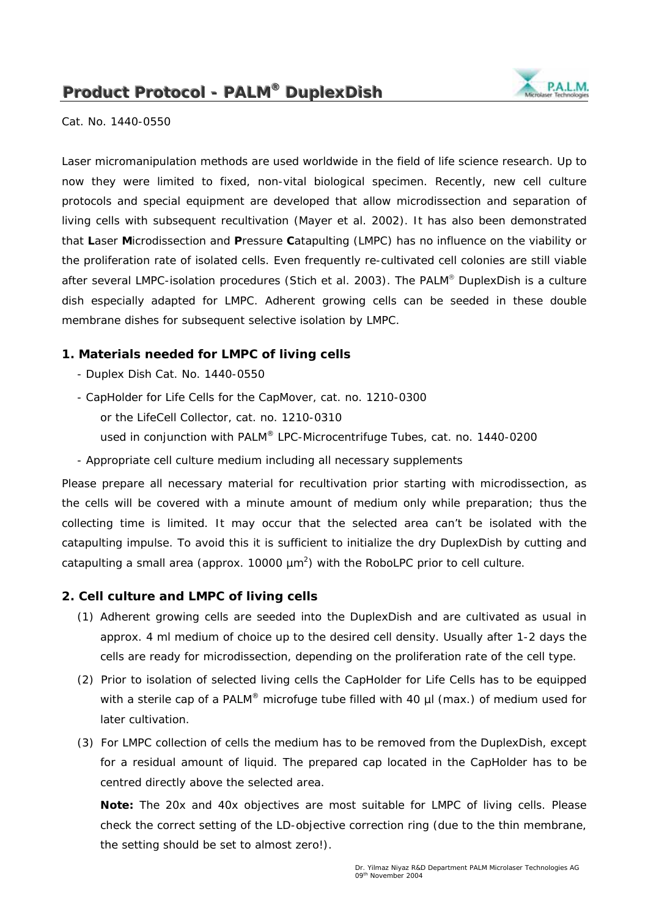# Product Protocol - PALM® DuplexDish

Cat. No. 1440-0550

Laser micromanipulation methods are used worldwide in the field of life science research. Up to now they were limited to fixed, non-vital biological specimen. Recently, new cell culture protocols and special equipment are developed that allow microdissection and separation of living cells with subsequent recultivation (Mayer et al. 2002). It has also been demonstrated that **L**aser **M**icrodissection and **P**ressure **C**atapulting (LMPC) has no influence on the viability or the proliferation rate of isolated cells. Even frequently re-cultivated cell colonies are still viable after several LMPC-isolation procedures (Stich et al. 2003). The PALM® DuplexDish is a culture dish especially adapted for LMPC. Adherent growing cells can be seeded in these double membrane dishes for subsequent selective isolation by LMPC.

## 1. Materials needed for LMPC of living cells

- Duplex Dish Cat. No. 1440-0550
- CapHolder for Life Cells for the CapMover, cat. no. 1210-0300
  or the LifeCell Collector, cat. no. 1210-0310
  used in conjunction with PALM® LPC-Microcentrifuge Tubes, cat. no. 1440-0200
- Appropriate cell culture medium including all necessary supplements

Please prepare all necessary material for recultivation prior starting with microdissection, as the cells will be covered with a minute amount of medium only while preparation; thus the collecting time is limited. It may occur that the selected area can't be isolated with the catapulting impulse. To avoid this it is sufficient to initialize the dry DuplexDish by cutting and catapulting a small area (approx. 10000 µm$^2$) with the RoboLPC prior to cell culture.

## 2. Cell culture and LMPC of living cells

(1) Adherent growing cells are seeded into the DuplexDish and are cultivated as usual in approx. 4 ml medium of choice up to the desired cell density. Usually after 1-2 days the cells are ready for microdissection, depending on the proliferation rate of the cell type.

(2) Prior to isolation of selected living cells the CapHolder for Life Cells has to be equipped with a sterile cap of a PALM® microfuge tube filled with 40 µl (max.) of medium used for later cultivation.

(3) For LMPC collection of cells the medium has to be removed from the DuplexDish, except for a residual amount of liquid. The prepared cap located in the CapHolder has to be centred directly above the selected area.

**Note:** The 20x and 40x objectives are most suitable for LMPC of living cells. Please check the correct setting of the LD-objective correction ring (due to the thin membrane, the setting should be set to almost zero!).

Dr. Yilmaz Niyaz R&D Department PALM Microlaser Technologies AG
09th November 2004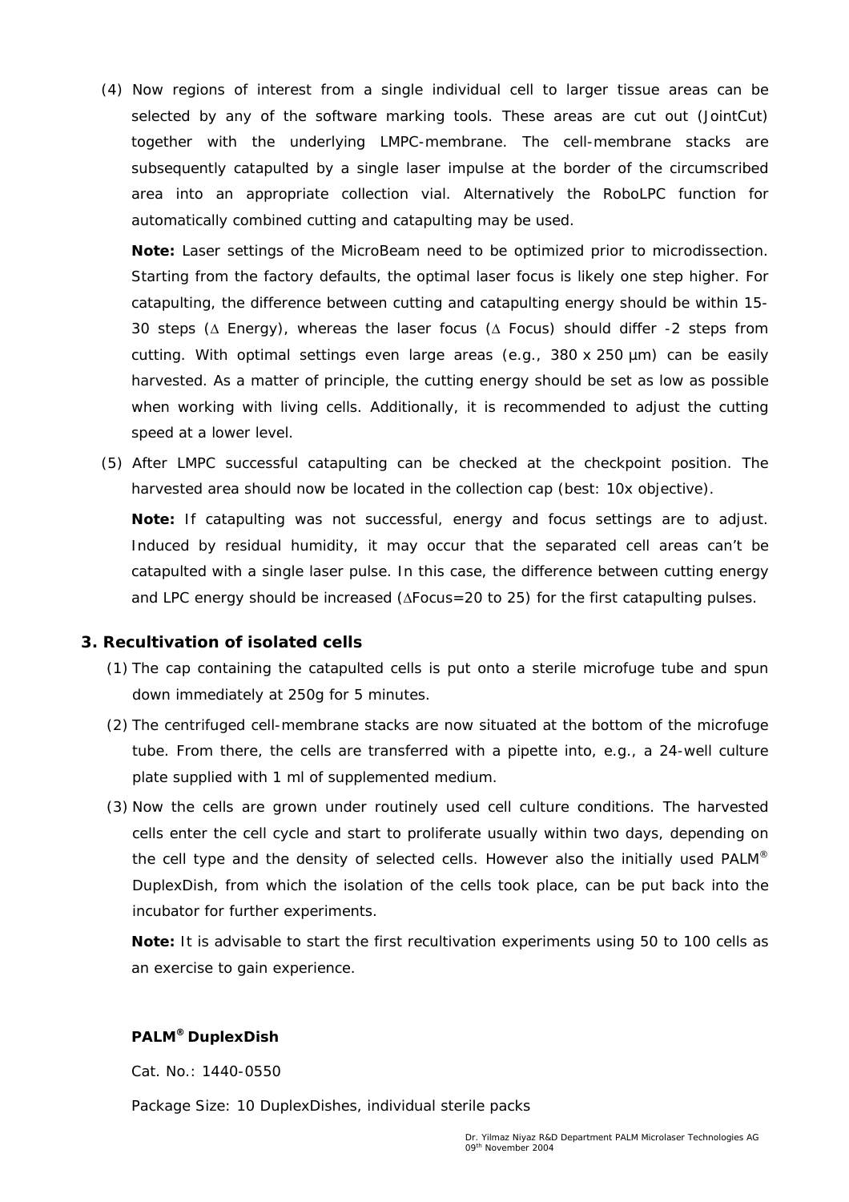(4) Now regions of interest from a single individual cell to larger tissue areas can be selected by any of the software marking tools. These areas are cut out (JointCut) together with the underlying LMPC-membrane. The cell-membrane stacks are subsequently catapulted by a single laser impulse at the border of the circumscribed area into an appropriate collection vial. Alternatively the RoboLPC function for automatically combined cutting and catapulting may be used.

**Note:** Laser settings of the MicroBeam need to be optimized prior to microdissection. Starting from the factory defaults, the optimal laser focus is likely one step higher. For catapulting, the difference between cutting and catapulting energy should be within 15-30 steps (Δ Energy), whereas the laser focus (Δ Focus) should differ -2 steps from cutting. With optimal settings even large areas (e.g., 380 x 250 µm) can be easily harvested. As a matter of principle, the cutting energy should be set as low as possible when working with living cells. Additionally, it is recommended to adjust the cutting speed at a lower level.

(5) After LMPC successful catapulting can be checked at the checkpoint position. The harvested area should now be located in the collection cap (best: 10x objective).

**Note:** If catapulting was not successful, energy and focus settings are to adjust. Induced by residual humidity, it may occur that the separated cell areas can't be catapulted with a single laser pulse. In this case, the difference between cutting energy and LPC energy should be increased (ΔFocus=20 to 25) for the first catapulting pulses.

## 3. Recultivation of isolated cells

(1) The cap containing the catapulted cells is put onto a sterile microfuge tube and spun down immediately at 250g for 5 minutes.

(2) The centrifuged cell-membrane stacks are now situated at the bottom of the microfuge tube. From there, the cells are transferred with a pipette into, e.g., a 24-well culture plate supplied with 1 ml of supplemented medium.

(3) Now the cells are grown under routinely used cell culture conditions. The harvested cells enter the cell cycle and start to proliferate usually within two days, depending on the cell type and the density of selected cells. However also the initially used PALM® DuplexDish, from which the isolation of the cells took place, can be put back into the incubator for further experiments.

**Note:** It is advisable to start the first recultivation experiments using 50 to 100 cells as an exercise to gain experience.

**PALM® DuplexDish**

Cat. No.: 1440-0550

Package Size: 10 DuplexDishes, individual sterile packs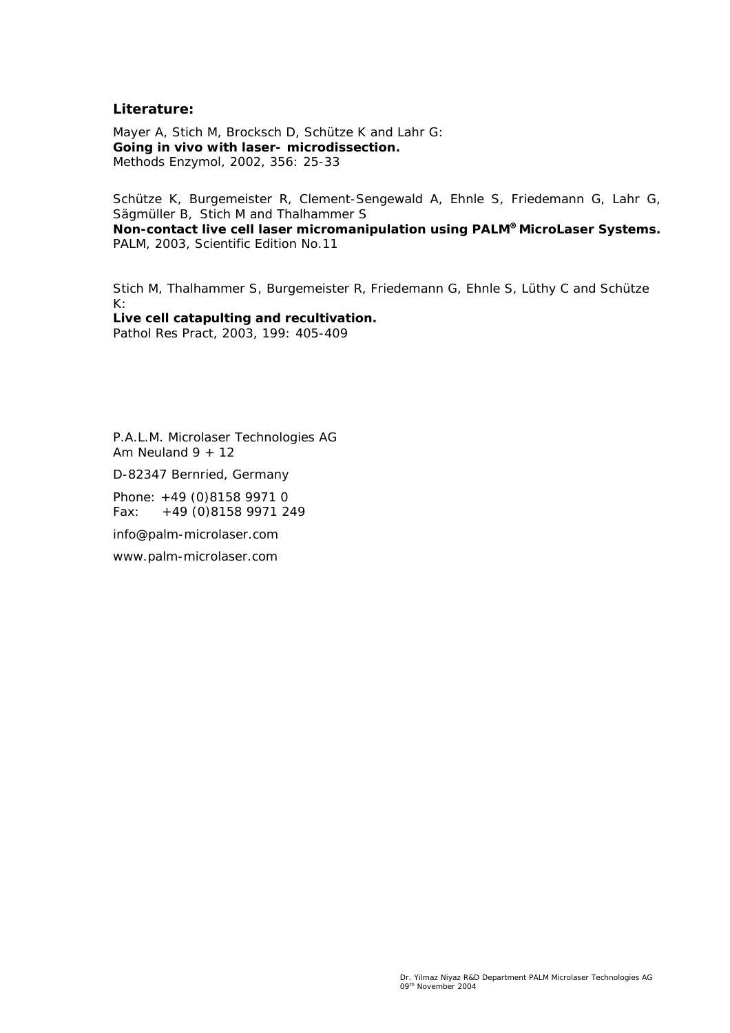**Literature:**

Mayer A, Stich M, Brocksch D, Schütze K and Lahr G:
**Going in vivo with laser- microdissection.**
Methods Enzymol, 2002, 356: 25-33

Schütze K, Burgemeister R, Clement-Sengewald A, Ehnle S, Friedemann G, Lahr G, Sägmüller B, Stich M and Thalhammer S
**Non-contact live cell laser micromanipulation using PALM® MicroLaser Systems.**
PALM, 2003, Scientific Edition No.11

Stich M, Thalhammer S, Burgemeister R, Friedemann G, Ehnle S, Lüthy C and Schütze K:
**Live cell catapulting and recultivation.**
Pathol Res Pract, 2003, 199: 405-409

P.A.L.M. Microlaser Technologies AG
Am Neuland 9 + 12

D-82347 Bernried, Germany

Phone: +49 (0)8158 9971 0
Fax: +49 (0)8158 9971 249

info@palm-microlaser.com

www.palm-microlaser.com

Dr. Yilmaz Niyaz R&D Department PALM Microlaser Technologies AG
09th November 2004